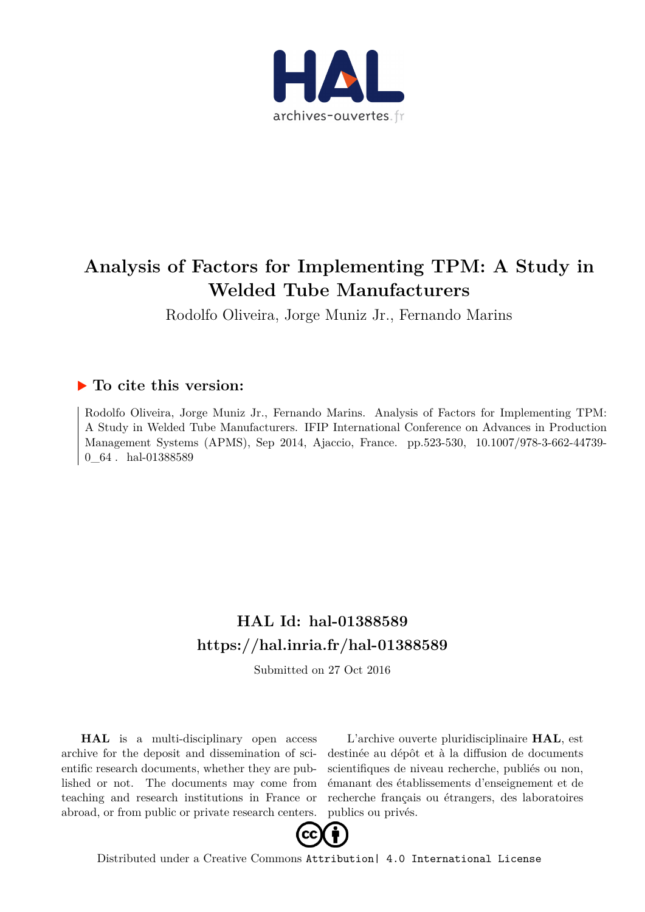# Analysis of Factors for Implementing TPM: A Study in Welded Tube Manufacturers

Rodolfo Oliveira, Jorge Muniz Jr., Fernando Marins

## ▶ To cite this version:

Rodolfo Oliveira, Jorge Muniz Jr., Fernando Marins. Analysis of Factors for Implementing TPM: A Study in Welded Tube Manufacturers. IFIP International Conference on Advances in Production Management Systems (APMS), Sep 2014, Ajaccio, France. pp.523-530, 10.1007/978-3-662-44739-0_64 . hal-01388589

## HAL Id: hal-01388589
## https://hal.inria.fr/hal-01388589

Submitted on 27 Oct 2016

**HAL** is a multi-disciplinary open access archive for the deposit and dissemination of scientific research documents, whether they are published or not. The documents may come from teaching and research institutions in France or abroad, or from public or private research centers.

L'archive ouverte pluridisciplinaire **HAL**, est destinée au dépôt et à la diffusion de documents scientifiques de niveau recherche, publiés ou non, émanant des établissements d'enseignement et de recherche français ou étrangers, des laboratoires publics ou privés.

Distributed under a Creative Commons Attribution| 4.0 International License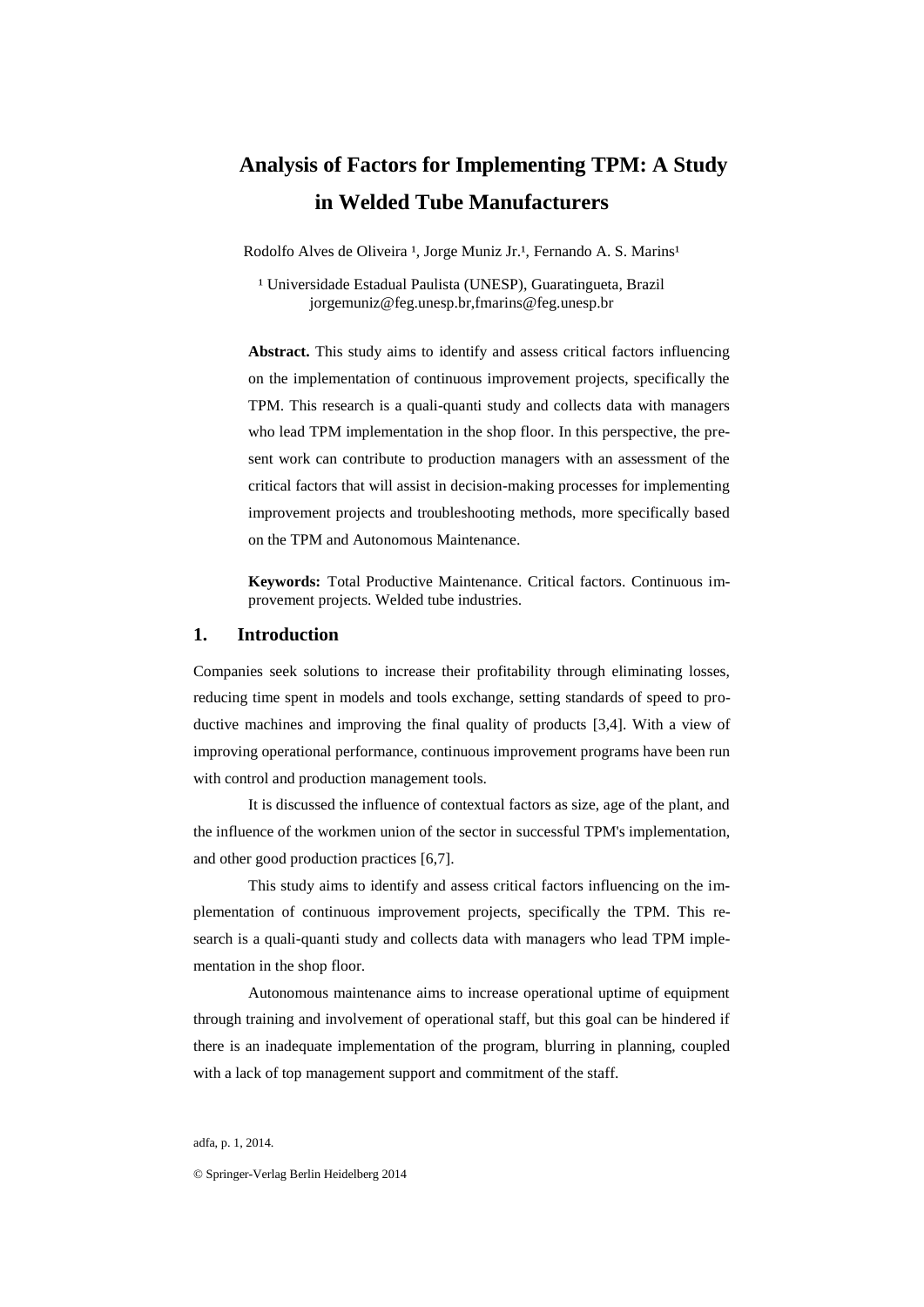# Analysis of Factors for Implementing TPM: A Study in Welded Tube Manufacturers

Rodolfo Alves de Oliveira [1], Jorge Muniz Jr.[1], Fernando A. S. Marins[1]

[1] Universidade Estadual Paulista (UNESP), Guaratingueta, Brazil
jorgemuniz@feg.unesp.br,fmarins@feg.unesp.br

**Abstract.** This study aims to identify and assess critical factors influencing on the implementation of continuous improvement projects, specifically the TPM. This research is a quali-quanti study and collects data with managers who lead TPM implementation in the shop floor. In this perspective, the present work can contribute to production managers with an assessment of the critical factors that will assist in decision-making processes for implementing improvement projects and troubleshooting methods, more specifically based on the TPM and Autonomous Maintenance.

**Keywords:** Total Productive Maintenance. Critical factors. Continuous improvement projects. Welded tube industries.

## 1. Introduction

Companies seek solutions to increase their profitability through eliminating losses, reducing time spent in models and tools exchange, setting standards of speed to productive machines and improving the final quality of products [3,4]. With a view of improving operational performance, continuous improvement programs have been run with control and production management tools.

It is discussed the influence of contextual factors as size, age of the plant, and the influence of the workmen union of the sector in successful TPM's implementation, and other good production practices [6,7].

This study aims to identify and assess critical factors influencing on the implementation of continuous improvement projects, specifically the TPM. This research is a quali-quanti study and collects data with managers who lead TPM implementation in the shop floor.

Autonomous maintenance aims to increase operational uptime of equipment through training and involvement of operational staff, but this goal can be hindered if there is an inadequate implementation of the program, blurring in planning, coupled with a lack of top management support and commitment of the staff.

adfa, p. 1, 2014.

© Springer-Verlag Berlin Heidelberg 2014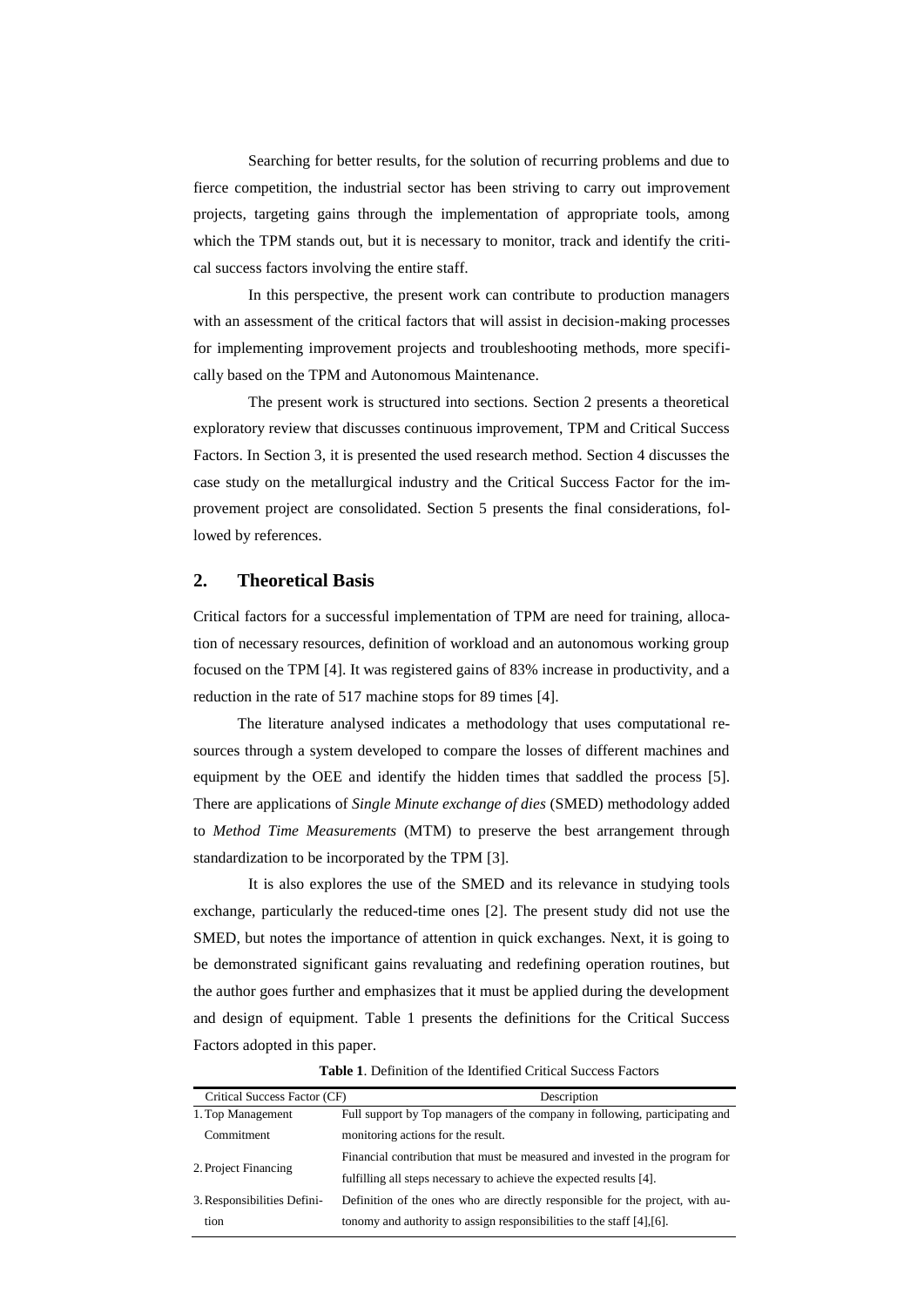Searching for better results, for the solution of recurring problems and due to fierce competition, the industrial sector has been striving to carry out improvement projects, targeting gains through the implementation of appropriate tools, among which the TPM stands out, but it is necessary to monitor, track and identify the critical success factors involving the entire staff.

In this perspective, the present work can contribute to production managers with an assessment of the critical factors that will assist in decision-making processes for implementing improvement projects and troubleshooting methods, more specifically based on the TPM and Autonomous Maintenance.

The present work is structured into sections. Section 2 presents a theoretical exploratory review that discusses continuous improvement, TPM and Critical Success Factors. In Section 3, it is presented the used research method. Section 4 discusses the case study on the metallurgical industry and the Critical Success Factor for the improvement project are consolidated. Section 5 presents the final considerations, followed by references.

## 2. Theoretical Basis

Critical factors for a successful implementation of TPM are need for training, allocation of necessary resources, definition of workload and an autonomous working group focused on the TPM [4]. It was registered gains of 83% increase in productivity, and a reduction in the rate of 517 machine stops for 89 times [4].

The literature analysed indicates a methodology that uses computational resources through a system developed to compare the losses of different machines and equipment by the OEE and identify the hidden times that saddled the process [5]. There are applications of *Single Minute exchange of dies* (SMED) methodology added to *Method Time Measurements* (MTM) to preserve the best arrangement through standardization to be incorporated by the TPM [3].

It is also explores the use of the SMED and its relevance in studying tools exchange, particularly the reduced-time ones [2]. The present study did not use the SMED, but notes the importance of attention in quick exchanges. Next, it is going to be demonstrated significant gains revaluating and redefining operation routines, but the author goes further and emphasizes that it must be applied during the development and design of equipment. Table 1 presents the definitions for the Critical Success Factors adopted in this paper.

**Table 1**. Definition of the Identified Critical Success Factors

| Critical Success Factor (CF) | Description |
|---|---|
| 1. Top Management Commitment | Full support by Top managers of the company in following, participating and monitoring actions for the result. |
| 2. Project Financing | Financial contribution that must be measured and invested in the program for fulfilling all steps necessary to achieve the expected results [4]. |
| 3. Responsibilities Definition | Definition of the ones who are directly responsible for the project, with autonomy and authority to assign responsibilities to the staff [4],[6]. |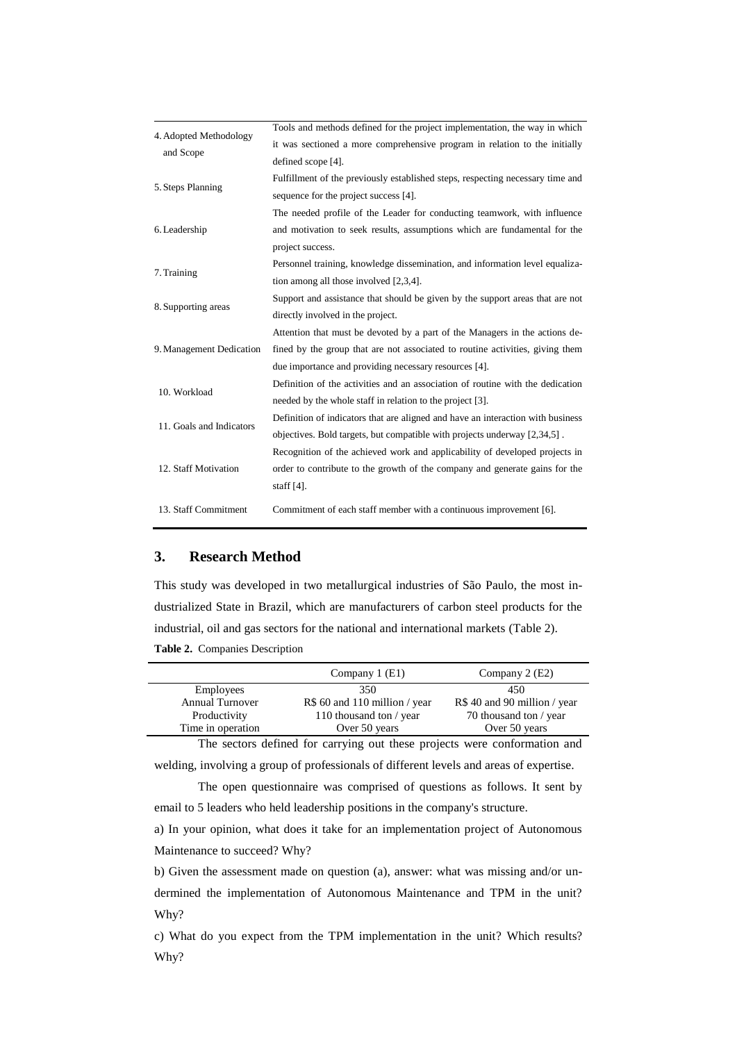| | |
|---|---|
| 4. Adopted Methodology and Scope | Tools and methods defined for the project implementation, the way in which it was sectioned a more comprehensive program in relation to the initially defined scope [4]. |
| 5. Steps Planning | Fulfillment of the previously established steps, respecting necessary time and sequence for the project success [4]. |
| 6. Leadership | The needed profile of the Leader for conducting teamwork, with influence and motivation to seek results, assumptions which are fundamental for the project success. |
| 7. Training | Personnel training, knowledge dissemination, and information level equalization among all those involved [2,3,4]. |
| 8. Supporting areas | Support and assistance that should be given by the support areas that are not directly involved in the project. |
| 9. Management Dedication | Attention that must be devoted by a part of the Managers in the actions defined by the group that are not associated to routine activities, giving them due importance and providing necessary resources [4]. |
| 10. Workload | Definition of the activities and an association of routine with the dedication needed by the whole staff in relation to the project [3]. |
| 11. Goals and Indicators | Definition of indicators that are aligned and have an interaction with business objectives. Bold targets, but compatible with projects underway [2,34,5] . |
| 12. Staff Motivation | Recognition of the achieved work and applicability of developed projects in order to contribute to the growth of the company and generate gains for the staff [4]. |
| 13. Staff Commitment | Commitment of each staff member with a continuous improvement [6]. |

## 3. Research Method

This study was developed in two metallurgical industries of São Paulo, the most industrialized State in Brazil, which are manufacturers of carbon steel products for the industrial, oil and gas sectors for the national and international markets (Table 2).

**Table 2.** Companies Description

| | Company 1 (E1) | Company 2 (E2) |
|---|---|---|
| Employees | 350 | 450 |
| Annual Turnover | R$ 60 and 110 million / year | R$ 40 and 90 million / year |
| Productivity | 110 thousand ton / year | 70 thousand ton / year |
| Time in operation | Over 50 years | Over 50 years |

The sectors defined for carrying out these projects were conformation and welding, involving a group of professionals of different levels and areas of expertise.

The open questionnaire was comprised of questions as follows. It sent by email to 5 leaders who held leadership positions in the company's structure.

a) In your opinion, what does it take for an implementation project of Autonomous Maintenance to succeed? Why?

b) Given the assessment made on question (a), answer: what was missing and/or undermined the implementation of Autonomous Maintenance and TPM in the unit? Why?

c) What do you expect from the TPM implementation in the unit? Which results? Why?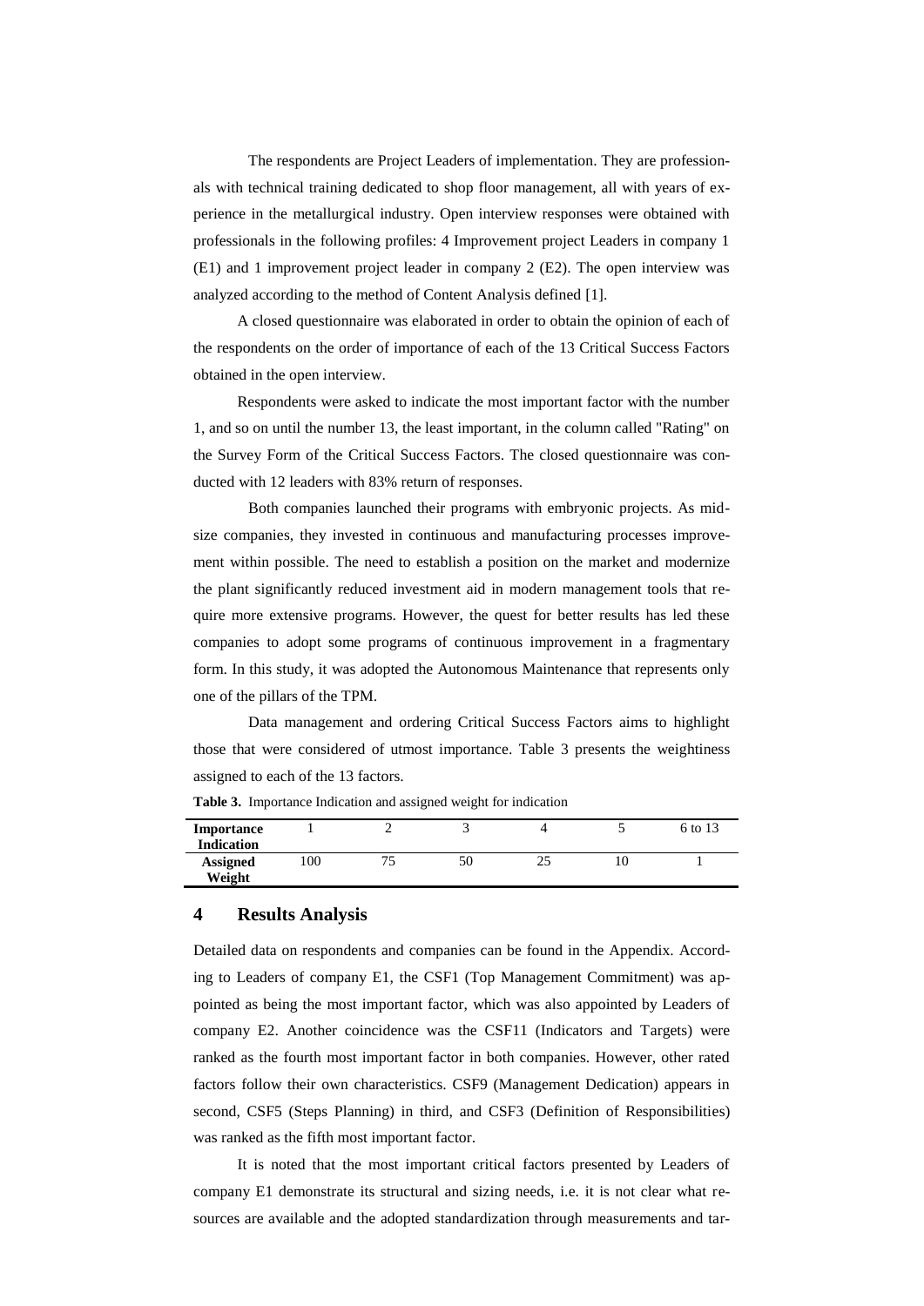The respondents are Project Leaders of implementation. They are professionals with technical training dedicated to shop floor management, all with years of experience in the metallurgical industry. Open interview responses were obtained with professionals in the following profiles: 4 Improvement project Leaders in company 1 (E1) and 1 improvement project leader in company 2 (E2). The open interview was analyzed according to the method of Content Analysis defined [1].

A closed questionnaire was elaborated in order to obtain the opinion of each of the respondents on the order of importance of each of the 13 Critical Success Factors obtained in the open interview.

Respondents were asked to indicate the most important factor with the number 1, and so on until the number 13, the least important, in the column called "Rating" on the Survey Form of the Critical Success Factors. The closed questionnaire was conducted with 12 leaders with 83% return of responses.

Both companies launched their programs with embryonic projects. As midsize companies, they invested in continuous and manufacturing processes improvement within possible. The need to establish a position on the market and modernize the plant significantly reduced investment aid in modern management tools that require more extensive programs. However, the quest for better results has led these companies to adopt some programs of continuous improvement in a fragmentary form. In this study, it was adopted the Autonomous Maintenance that represents only one of the pillars of the TPM.

Data management and ordering Critical Success Factors aims to highlight those that were considered of utmost importance. Table 3 presents the weightiness assigned to each of the 13 factors.

**Table 3.** Importance Indication and assigned weight for indication

| **Importance Indication** | 1 | 2 | 3 | 4 | 5 | 6 to 13 |
|---|---|---|---|---|---|---|
| **Assigned Weight** | 100 | 75 | 50 | 25 | 10 | 1 |

## 4 Results Analysis

Detailed data on respondents and companies can be found in the Appendix. According to Leaders of company E1, the CSF1 (Top Management Commitment) was appointed as being the most important factor, which was also appointed by Leaders of company E2. Another coincidence was the CSF11 (Indicators and Targets) were ranked as the fourth most important factor in both companies. However, other rated factors follow their own characteristics. CSF9 (Management Dedication) appears in second, CSF5 (Steps Planning) in third, and CSF3 (Definition of Responsibilities) was ranked as the fifth most important factor.

It is noted that the most important critical factors presented by Leaders of company E1 demonstrate its structural and sizing needs, i.e. it is not clear what resources are available and the adopted standardization through measurements and tar-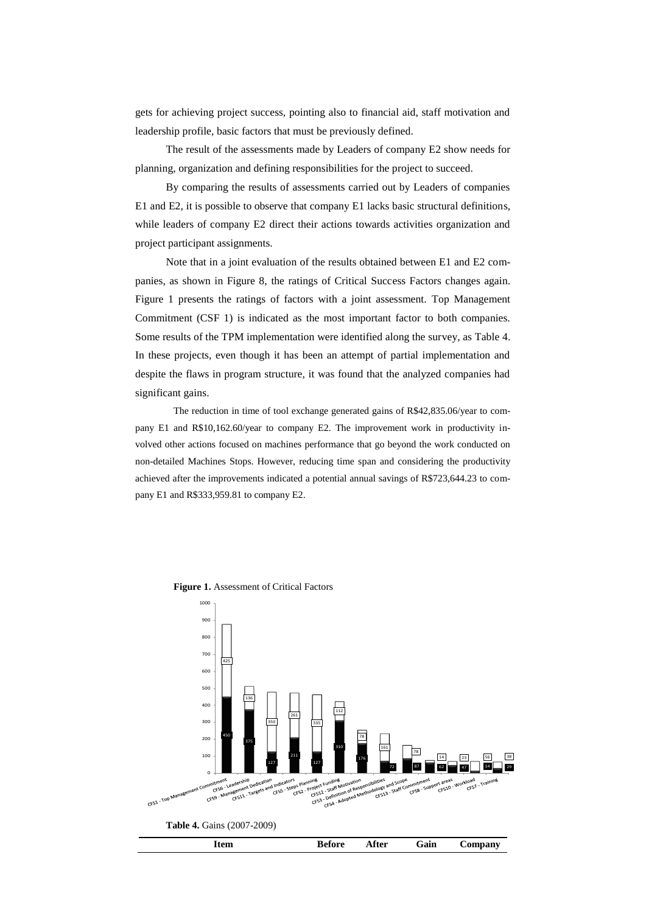gets for achieving project success, pointing also to financial aid, staff motivation and leadership profile, basic factors that must be previously defined.

The result of the assessments made by Leaders of company E2 show needs for planning, organization and defining responsibilities for the project to succeed.

By comparing the results of assessments carried out by Leaders of companies E1 and E2, it is possible to observe that company E1 lacks basic structural definitions, while leaders of company E2 direct their actions towards activities organization and project participant assignments.

Note that in a joint evaluation of the results obtained between E1 and E2 companies, as shown in Figure 8, the ratings of Critical Success Factors changes again. Figure 1 presents the ratings of factors with a joint assessment. Top Management Commitment (CSF 1) is indicated as the most important factor to both companies. Some results of the TPM implementation were identified along the survey, as Table 4. In these projects, even though it has been an attempt of partial implementation and despite the flaws in program structure, it was found that the analyzed companies had significant gains.

The reduction in time of tool exchange generated gains of R$42,835.06/year to company E1 and R$10,162.60/year to company E2. The improvement work in productivity involved other actions focused on machines performance that go beyond the work conducted on non-detailed Machines Stops. However, reducing time span and considering the productivity achieved after the improvements indicated a potential annual savings of R$723,644.23 to company E1 and R$333,959.81 to company E2.

**Figure 1.** Assessment of Critical Factors

1000
900
800
700
600
500
400
300
200
100
0

425
450
136
375
350
127
261
211
335
127
112
310
78
176
161
72
78
87
14
62
23
47
56
14
38
29

CFS1 - Top Management Commitment
CFS6 - Leadership
CFS9 - Management Dedication
CFS11 - Targets and Indicators
CFS5 - Steps Planning
CFS2 - Project Funding
CFS12 - Staff Motivation
CFS3 - Definition of Responsibilities
CFS4 - Adopted Methodology and Scope
CFS13 - Staff Commitment
CFS8 - Support areas
CFS10 - Workload
CFS7 - Training

**Table 4.** Gains (2007-2009)

| Item | Before | After | Gain | Company |
|---|---|---|---|---|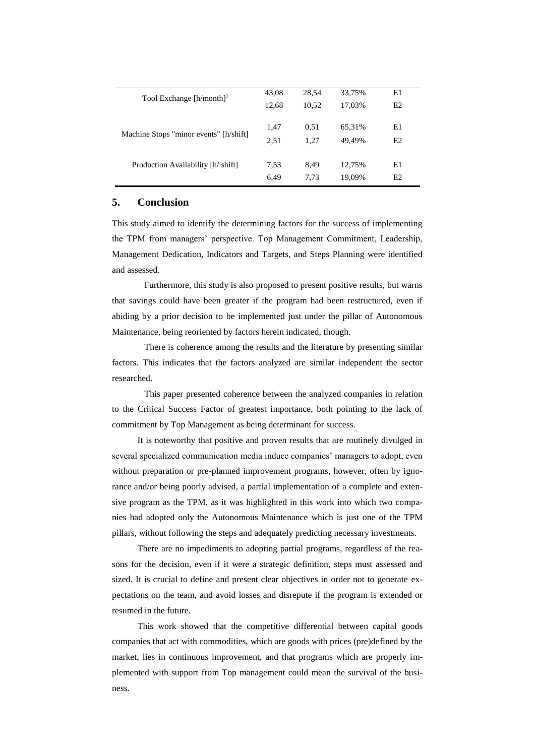| | | | | |
|---|---|---|---|---|
| Tool Exchange [h/month][)] | 43,08 | 28,54 | 33,75% | E1 |
| | 12,68 | 10,52 | 17,03% | E2 |
| Machine Stops "minor events" [h/shift] | 1,47 | 0,51 | 65,31% | E1 |
| | 2,51 | 1,27 | 49,49% | E2 |
| Production Availability [h/ shift] | 7,53 | 8,49 | 12,75% | E1 |
| | 6,49 | 7,73 | 19,09% | E2 |

## 5. Conclusion

This study aimed to identify the determining factors for the success of implementing the TPM from managers' perspective. Top Management Commitment, Leadership, Management Dedication, Indicators and Targets, and Steps Planning were identified and assessed.

Furthermore, this study is also proposed to present positive results, but warns that savings could have been greater if the program had been restructured, even if abiding by a prior decision to be implemented just under the pillar of Autonomous Maintenance, being reoriented by factors herein indicated, though.

There is coherence among the results and the literature by presenting similar factors. This indicates that the factors analyzed are similar independent the sector researched.

This paper presented coherence between the analyzed companies in relation to the Critical Success Factor of greatest importance, both pointing to the lack of commitment by Top Management as being determinant for success.

It is noteworthy that positive and proven results that are routinely divulged in several specialized communication media induce companies' managers to adopt, even without preparation or pre-planned improvement programs, however, often by ignorance and/or being poorly advised, a partial implementation of a complete and extensive program as the TPM, as it was highlighted in this work into which two companies had adopted only the Autonomous Maintenance which is just one of the TPM pillars, without following the steps and adequately predicting necessary investments.

There are no impediments to adopting partial programs, regardless of the reasons for the decision, even if it were a strategic definition, steps must assessed and sized. It is crucial to define and present clear objectives in order not to generate expectations on the team, and avoid losses and disrepute if the program is extended or resumed in the future.

This work showed that the competitive differential between capital goods companies that act with commodities, which are goods with prices (pre)defined by the market, lies in continuous improvement, and that programs which are properly implemented with support from Top management could mean the survival of the business.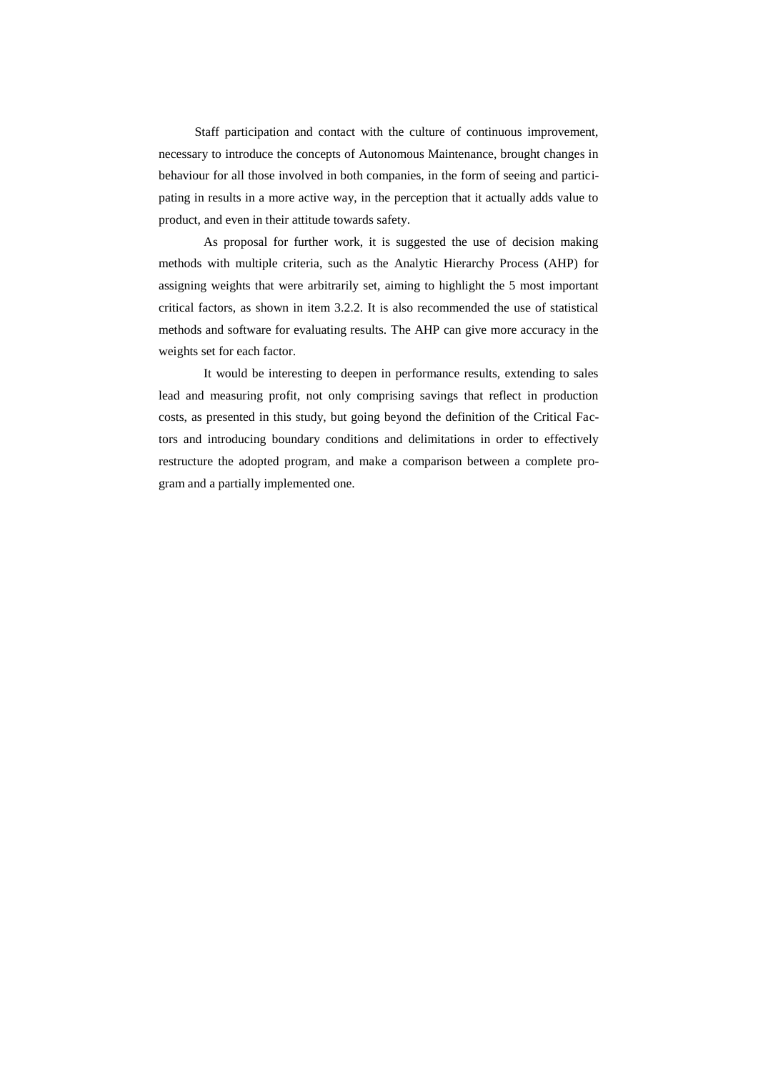Staff participation and contact with the culture of continuous improvement, necessary to introduce the concepts of Autonomous Maintenance, brought changes in behaviour for all those involved in both companies, in the form of seeing and participating in results in a more active way, in the perception that it actually adds value to product, and even in their attitude towards safety.

As proposal for further work, it is suggested the use of decision making methods with multiple criteria, such as the Analytic Hierarchy Process (AHP) for assigning weights that were arbitrarily set, aiming to highlight the 5 most important critical factors, as shown in item 3.2.2. It is also recommended the use of statistical methods and software for evaluating results. The AHP can give more accuracy in the weights set for each factor.

It would be interesting to deepen in performance results, extending to sales lead and measuring profit, not only comprising savings that reflect in production costs, as presented in this study, but going beyond the definition of the Critical Factors and introducing boundary conditions and delimitations in order to effectively restructure the adopted program, and make a comparison between a complete program and a partially implemented one.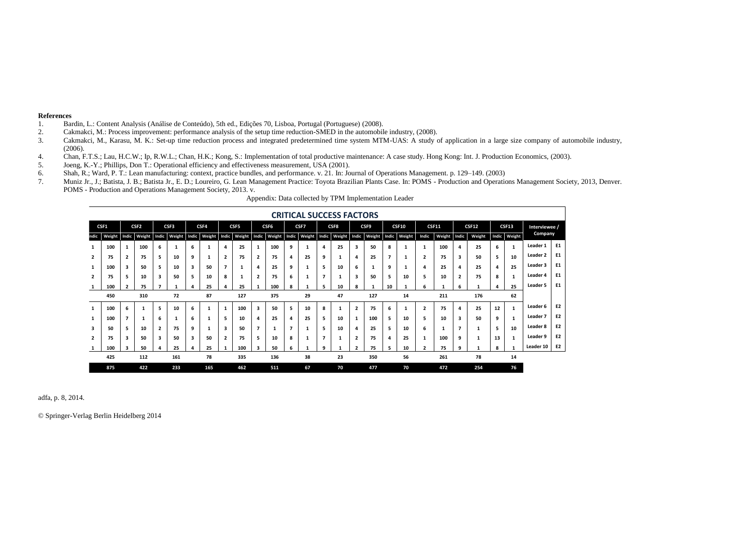**References**

1. Bardin, L.: Content Analysis (Análise de Conteúdo), 5th ed., Edições 70, Lisboa, Portugal (Portuguese) (2008).
2. Cakmakci, M.: Process improvement: performance analysis of the setup time reduction-SMED in the automobile industry, (2008).
3. Cakmakci, M., Karasu, M. K.: Set-up time reduction process and integrated predetermined time system MTM-UAS: A study of application in a large size company of automobile industry, (2006).
4. Chan, F.T.S.; Lau, H.C.W.; Ip, R.W.L.; Chan, H.K.; Kong, S.: Implementation of total productive maintenance: A case study. Hong Kong: Int. J. Production Economics, (2003).
5. Joeng, K.-Y.; Phillips, Don T.: Operational efficiency and effectiveness measurement, USA (2001).
6. Shah, R.; Ward, P. T.: Lean manufacturing: context, practice bundles, and performance. v. 21. In: Journal of Operations Management. p. 129–149. (2003)
7. Muniz Jr., J.; Batista, J. B.; Batista Jr., E. D.; Loureiro, G. Lean Management Practice: Toyota Brazilian Plants Case. In: POMS - Production and Operations Management Society, 2013, Denver. POMS - Production and Operations Management Society, 2013. v.

Appendix: Data collected by TPM Implementation Leader

| CRITICAL SUCCESS FACTORS | | | | | | | | | | | | | | | | | | | | | | | | | | | |
|---|---|---|---|---|---|---|---|---|---|---|---|---|---|---|---|---|---|---|---|---|---|---|---|---|---|---|---|
| CSF1 | | CSF2 | | CSF3 | | CSF4 | | CSF5 | | CSF6 | | CSF7 | | CSF8 | | CSF9 | | CSF10 | | CSF11 | | CSF12 | | CSF13 | | Interviewee / Company | |
| Indic | Weight | Indic | Weight | Indic | Weight | Indic | Weight | Indic | Weight | Indic | Weight | Indic | Weight | Indic | Weight | Indic | Weight | Indic | Weight | Indic | Weight | Indic | Weight | Indic | Weight | | |
| 1 | 100 | 1 | 100 | 6 | 1 | 6 | 1 | 4 | 25 | 1 | 100 | 9 | 1 | 4 | 25 | 3 | 50 | 8 | 1 | 1 | 100 | 4 | 25 | 6 | 1 | Leader 1 | E1 |
| 2 | 75 | 2 | 75 | 5 | 10 | 9 | 1 | 2 | 75 | 2 | 75 | 4 | 25 | 9 | 1 | 4 | 25 | 7 | 1 | 2 | 75 | 3 | 50 | 5 | 10 | Leader 2 | E1 |
| 1 | 100 | 3 | 50 | 5 | 10 | 3 | 50 | 7 | 1 | 4 | 25 | 9 | 1 | 5 | 10 | 6 | 1 | 9 | 1 | 4 | 25 | 4 | 25 | 4 | 25 | Leader 3 | E1 |
| 2 | 75 | 5 | 10 | 3 | 50 | 5 | 10 | 8 | 1 | 2 | 75 | 6 | 1 | 7 | 1 | 3 | 50 | 5 | 10 | 5 | 10 | 2 | 75 | 8 | 1 | Leader 4 | E1 |
| 1 | 100 | 2 | 75 | 7 | 1 | 4 | 25 | 4 | 25 | 1 | 100 | 8 | 1 | 5 | 10 | 8 | 1 | 10 | 1 | 6 | 1 | 6 | 1 | 4 | 25 | Leader 5 | E1 |
| | 450 | | 310 | | 72 | | 87 | | 127 | | 375 | | 29 | | 47 | | 127 | | 14 | | 211 | | 176 | | 62 | | |
| 1 | 100 | 6 | 1 | 5 | 10 | 6 | 1 | 1 | 100 | 3 | 50 | 5 | 10 | 8 | 1 | 2 | 75 | 6 | 1 | 2 | 75 | 4 | 25 | 12 | 1 | Leader 6 | E2 |
| 1 | 100 | 7 | 1 | 6 | 1 | 6 | 1 | 5 | 10 | 4 | 25 | 4 | 25 | 5 | 10 | 1 | 100 | 5 | 10 | 5 | 10 | 3 | 50 | 9 | 1 | Leader 7 | E2 |
| 3 | 50 | 5 | 10 | 2 | 75 | 9 | 1 | 3 | 50 | 7 | 1 | 7 | 1 | 5 | 10 | 4 | 25 | 5 | 10 | 6 | 1 | 7 | 1 | 5 | 10 | Leader 8 | E2 |
| 2 | 75 | 3 | 50 | 3 | 50 | 3 | 50 | 2 | 75 | 5 | 10 | 8 | 1 | 7 | 1 | 2 | 75 | 4 | 25 | 1 | 100 | 9 | 1 | 13 | 1 | Leader 9 | E2 |
| 1 | 100 | 3 | 50 | 4 | 25 | 4 | 25 | 1 | 100 | 3 | 50 | 6 | 1 | 9 | 1 | 2 | 75 | 5 | 10 | 2 | 75 | 9 | 1 | 8 | 1 | Leader 10 | E2 |
| | 425 | | 112 | | 161 | | 78 | | 335 | | 136 | | 38 | | 23 | | 350 | | 56 | | 261 | | 78 | | 14 | | |
| | 875 | | 422 | | 233 | | 165 | | 462 | | 511 | | 67 | | 70 | | 477 | | 70 | | 472 | | 254 | | 76 | | |

adfa, p. 8, 2014.

© Springer-Verlag Berlin Heidelberg 2014